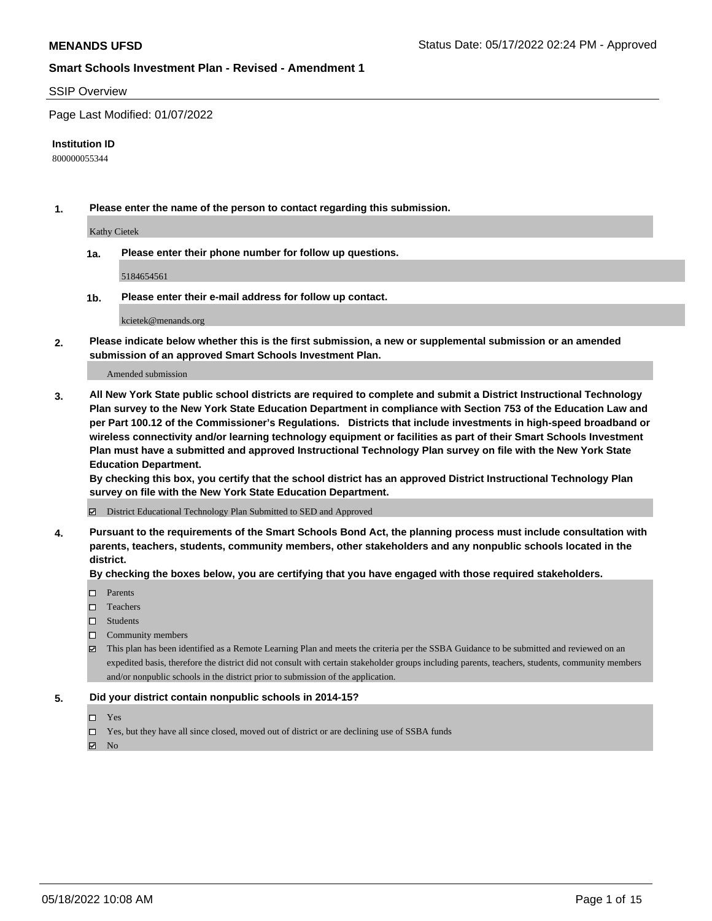**MENANDS UFSD**

Status Date: 05/17/2022 02:24 PM - Approved

**Smart Schools Investment Plan - Revised - Amendment 1**

SSIP Overview

Page Last Modified: 01/07/2022

**Institution ID**

800000055344

**1. Please enter the name of the person to contact regarding this submission.**

Kathy Cietek

**1a. Please enter their phone number for follow up questions.**

5184654561

**1b. Please enter their e-mail address for follow up contact.**

kcietek@menands.org

**2. Please indicate below whether this is the first submission, a new or supplemental submission or an amended submission of an approved Smart Schools Investment Plan.**

Amended submission

**3. All New York State public school districts are required to complete and submit a District Instructional Technology Plan survey to the New York State Education Department in compliance with Section 753 of the Education Law and per Part 100.12 of the Commissioner's Regulations. Districts that include investments in high-speed broadband or wireless connectivity and/or learning technology equipment or facilities as part of their Smart Schools Investment Plan must have a submitted and approved Instructional Technology Plan survey on file with the New York State Education Department.**
**By checking this box, you certify that the school district has an approved District Instructional Technology Plan survey on file with the New York State Education Department.**

☑ District Educational Technology Plan Submitted to SED and Approved

**4. Pursuant to the requirements of the Smart Schools Bond Act, the planning process must include consultation with parents, teachers, students, community members, other stakeholders and any nonpublic schools located in the district.**
**By checking the boxes below, you are certifying that you have engaged with those required stakeholders.**

☐ Parents
☐ Teachers
☐ Students
☐ Community members
☑ This plan has been identified as a Remote Learning Plan and meets the criteria per the SSBA Guidance to be submitted and reviewed on an expedited basis, therefore the district did not consult with certain stakeholder groups including parents, teachers, students, community members and/or nonpublic schools in the district prior to submission of the application.

**5. Did your district contain nonpublic schools in 2014-15?**

☐ Yes
☐ Yes, but they have all since closed, moved out of district or are declining use of SSBA funds
☑ No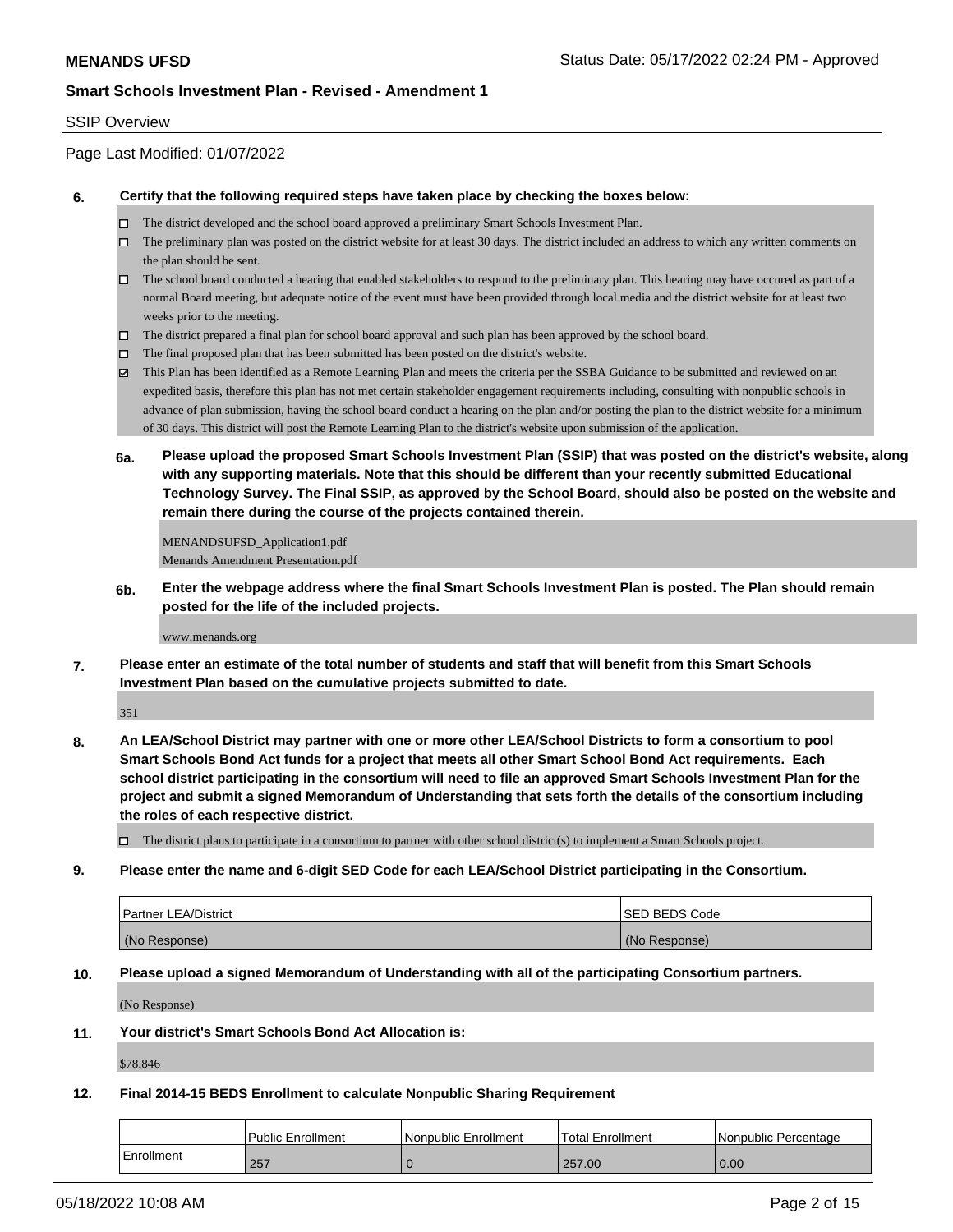## SSIP Overview

Page Last Modified: 01/07/2022

**6. Certify that the following required steps have taken place by checking the boxes below:**

- ☐ The district developed and the school board approved a preliminary Smart Schools Investment Plan.
- ☐ The preliminary plan was posted on the district website for at least 30 days. The district included an address to which any written comments on the plan should be sent.
- ☐ The school board conducted a hearing that enabled stakeholders to respond to the preliminary plan. This hearing may have occured as part of a normal Board meeting, but adequate notice of the event must have been provided through local media and the district website for at least two weeks prior to the meeting.
- ☐ The district prepared a final plan for school board approval and such plan has been approved by the school board.
- ☐ The final proposed plan that has been submitted has been posted on the district's website.
- ☑ This Plan has been identified as a Remote Learning Plan and meets the criteria per the SSBA Guidance to be submitted and reviewed on an expedited basis, therefore this plan has not met certain stakeholder engagement requirements including, consulting with nonpublic schools in advance of plan submission, having the school board conduct a hearing on the plan and/or posting the plan to the district website for a minimum of 30 days. This district will post the Remote Learning Plan to the district's website upon submission of the application.

**6a. Please upload the proposed Smart Schools Investment Plan (SSIP) that was posted on the district's website, along with any supporting materials. Note that this should be different than your recently submitted Educational Technology Survey. The Final SSIP, as approved by the School Board, should also be posted on the website and remain there during the course of the projects contained therein.**

MENANDSUFSD_Application1.pdf
Menands Amendment Presentation.pdf

**6b. Enter the webpage address where the final Smart Schools Investment Plan is posted. The Plan should remain posted for the life of the included projects.**

www.menands.org

**7. Please enter an estimate of the total number of students and staff that will benefit from this Smart Schools Investment Plan based on the cumulative projects submitted to date.**

351

**8. An LEA/School District may partner with one or more other LEA/School Districts to form a consortium to pool Smart Schools Bond Act funds for a project that meets all other Smart School Bond Act requirements. Each school district participating in the consortium will need to file an approved Smart Schools Investment Plan for the project and submit a signed Memorandum of Understanding that sets forth the details of the consortium including the roles of each respective district.**

- ☐ The district plans to participate in a consortium to partner with other school district(s) to implement a Smart Schools project.

**9. Please enter the name and 6-digit SED Code for each LEA/School District participating in the Consortium.**

| Partner LEA/District | SED BEDS Code |
|---|---|
| (No Response) | (No Response) |

**10. Please upload a signed Memorandum of Understanding with all of the participating Consortium partners.**

(No Response)

**11. Your district's Smart Schools Bond Act Allocation is:**

$78,846

**12. Final 2014-15 BEDS Enrollment to calculate Nonpublic Sharing Requirement**

| | Public Enrollment | Nonpublic Enrollment | Total Enrollment | Nonpublic Percentage |
|---|---|---|---|---|
| Enrollment | 257 | 0 | 257.00 | 0.00 |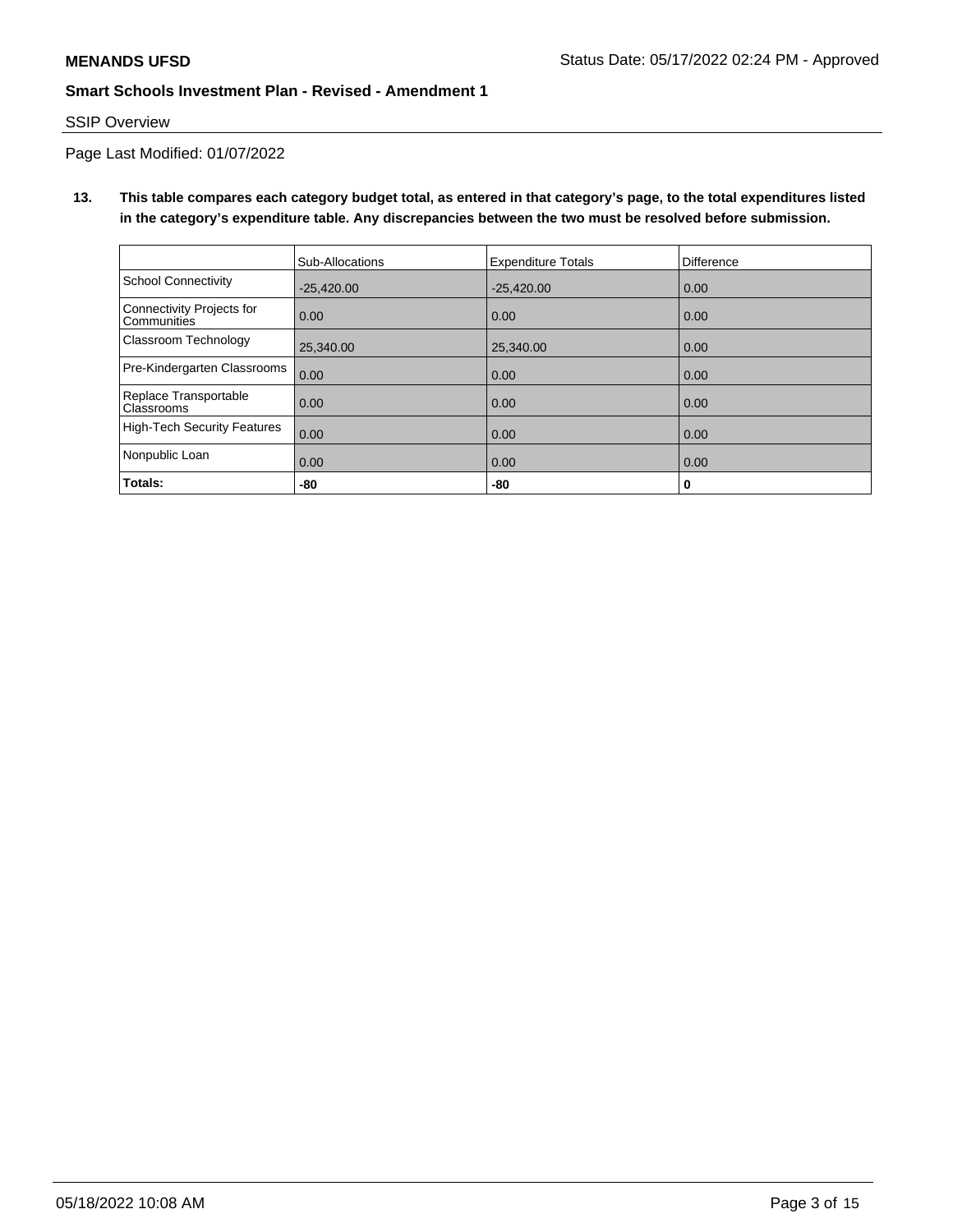**MENANDS UFSD**

Status Date: 05/17/2022 02:24 PM - Approved

**Smart Schools Investment Plan - Revised - Amendment 1**

SSIP Overview

Page Last Modified: 01/07/2022

**13. This table compares each category budget total, as entered in that category's page, to the total expenditures listed in the category's expenditure table. Any discrepancies between the two must be resolved before submission.**

| | Sub-Allocations | Expenditure Totals | Difference |
|---|---|---|---|
| School Connectivity | -25,420.00 | -25,420.00 | 0.00 |
| Connectivity Projects for Communities | 0.00 | 0.00 | 0.00 |
| Classroom Technology | 25,340.00 | 25,340.00 | 0.00 |
| Pre-Kindergarten Classrooms | 0.00 | 0.00 | 0.00 |
| Replace Transportable Classrooms | 0.00 | 0.00 | 0.00 |
| High-Tech Security Features | 0.00 | 0.00 | 0.00 |
| Nonpublic Loan | 0.00 | 0.00 | 0.00 |
| **Totals:** | **-80** | **-80** | **0** |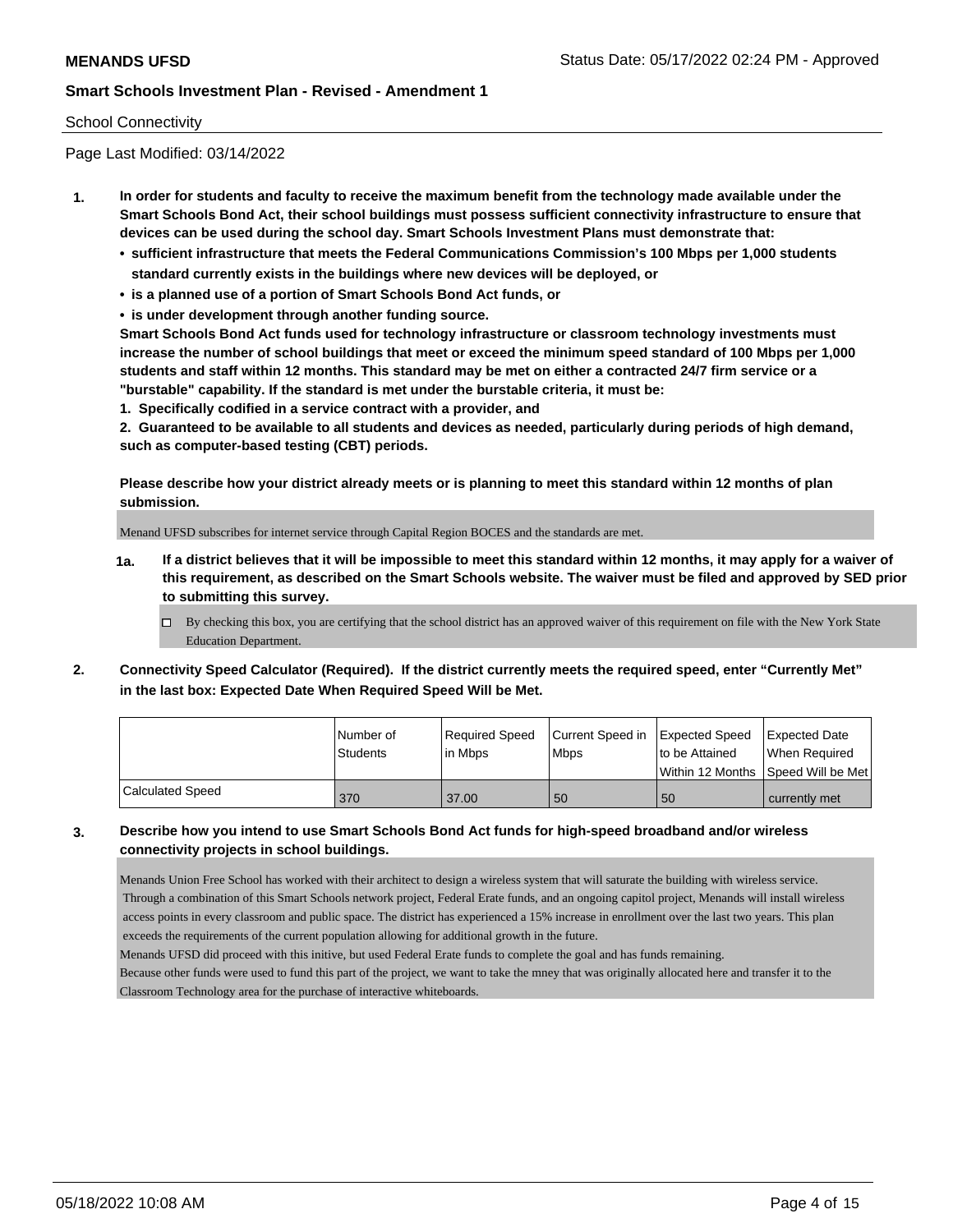**MENANDS UFSD** Status Date: 05/17/2022 02:24 PM - Approved

**Smart Schools Investment Plan - Revised - Amendment 1**

School Connectivity

Page Last Modified: 03/14/2022

1. **In order for students and faculty to receive the maximum benefit from the technology made available under the Smart Schools Bond Act, their school buildings must possess sufficient connectivity infrastructure to ensure that devices can be used during the school day. Smart Schools Investment Plans must demonstrate that:**
   - **sufficient infrastructure that meets the Federal Communications Commission's 100 Mbps per 1,000 students standard currently exists in the buildings where new devices will be deployed, or**
   - **is a planned use of a portion of Smart Schools Bond Act funds, or**
   - **is under development through another funding source.**

   **Smart Schools Bond Act funds used for technology infrastructure or classroom technology investments must increase the number of school buildings that meet or exceed the minimum speed standard of 100 Mbps per 1,000 students and staff within 12 months. This standard may be met on either a contracted 24/7 firm service or a "burstable" capability. If the standard is met under the burstable criteria, it must be:**

   **1. Specifically codified in a service contract with a provider, and**

   **2. Guaranteed to be available to all students and devices as needed, particularly during periods of high demand, such as computer-based testing (CBT) periods.**

   **Please describe how your district already meets or is planning to meet this standard within 12 months of plan submission.**

   Menand UFSD subscribes for internet service through Capital Region BOCES and the standards are met.

   **1a. If a district believes that it will be impossible to meet this standard within 12 months, it may apply for a waiver of this requirement, as described on the Smart Schools website. The waiver must be filed and approved by SED prior to submitting this survey.**

   ☐ By checking this box, you are certifying that the school district has an approved waiver of this requirement on file with the New York State Education Department.

2. **Connectivity Speed Calculator (Required). If the district currently meets the required speed, enter "Currently Met" in the last box: Expected Date When Required Speed Will be Met.**

| | Number of Students | Required Speed in Mbps | Current Speed in Mbps | Expected Speed to be Attained Within 12 Months | Expected Date When Required Speed Will be Met |
|---|---|---|---|---|---|
| Calculated Speed | 370 | 37.00 | 50 | 50 | currently met |

3. **Describe how you intend to use Smart Schools Bond Act funds for high-speed broadband and/or wireless connectivity projects in school buildings.**

   Menands Union Free School has worked with their architect to design a wireless system that will saturate the building with wireless service. Through a combination of this Smart Schools network project, Federal Erate funds, and an ongoing capitol project, Menands will install wireless access points in every classroom and public space. The district has experienced a 15% increase in enrollment over the last two years. This plan exceeds the requirements of the current population allowing for additional growth in the future.

   Menands UFSD did proceed with this initive, but used Federal Erate funds to complete the goal and has funds remaining.

   Because other funds were used to fund this part of the project, we want to take the mney that was originally allocated here and transfer it to the Classroom Technology area for the purchase of interactive whiteboards.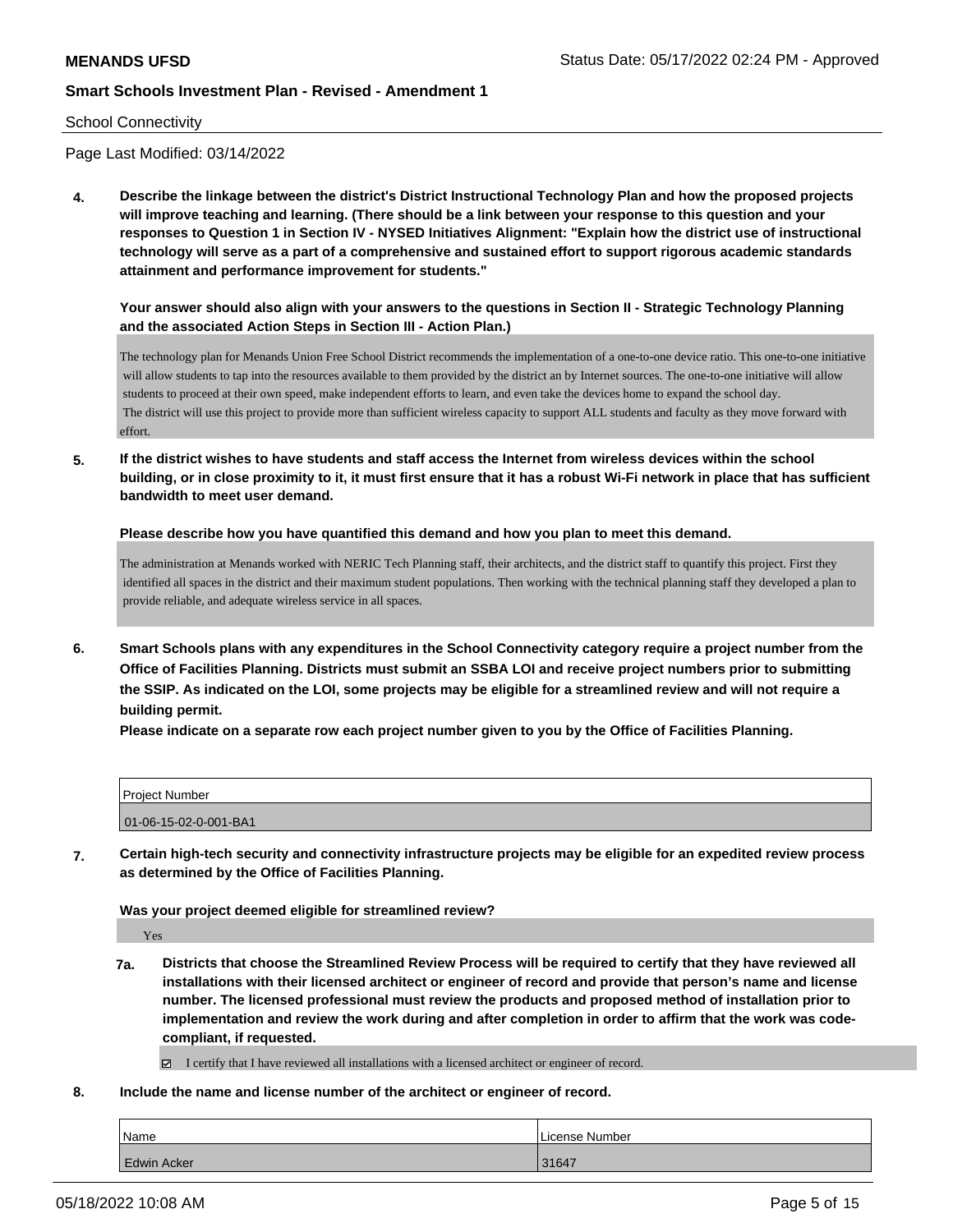School Connectivity

Page Last Modified: 03/14/2022

**4. Describe the linkage between the district's District Instructional Technology Plan and how the proposed projects will improve teaching and learning. (There should be a link between your response to this question and your responses to Question 1 in Section IV - NYSED Initiatives Alignment: "Explain how the district use of instructional technology will serve as a part of a comprehensive and sustained effort to support rigorous academic standards attainment and performance improvement for students."**

**Your answer should also align with your answers to the questions in Section II - Strategic Technology Planning and the associated Action Steps in Section III - Action Plan.)**

The technology plan for Menands Union Free School District recommends the implementation of a one-to-one device ratio. This one-to-one initiative will allow students to tap into the resources available to them provided by the district an by Internet sources. The one-to-one initiative will allow students to proceed at their own speed, make independent efforts to learn, and even take the devices home to expand the school day.
The district will use this project to provide more than sufficient wireless capacity to support ALL students and faculty as they move forward with effort.

**5. If the district wishes to have students and staff access the Internet from wireless devices within the school building, or in close proximity to it, it must first ensure that it has a robust Wi-Fi network in place that has sufficient bandwidth to meet user demand.**

**Please describe how you have quantified this demand and how you plan to meet this demand.**

The administration at Menands worked with NERIC Tech Planning staff, their architects, and the district staff to quantify this project. First they identified all spaces in the district and their maximum student populations. Then working with the technical planning staff they developed a plan to provide reliable, and adequate wireless service in all spaces.

**6. Smart Schools plans with any expenditures in the School Connectivity category require a project number from the Office of Facilities Planning. Districts must submit an SSBA LOI and receive project numbers prior to submitting the SSIP. As indicated on the LOI, some projects may be eligible for a streamlined review and will not require a building permit.**
**Please indicate on a separate row each project number given to you by the Office of Facilities Planning.**

| Project Number |
|---|
| 01-06-15-02-0-001-BA1 |

**7. Certain high-tech security and connectivity infrastructure projects may be eligible for an expedited review process as determined by the Office of Facilities Planning.**

**Was your project deemed eligible for streamlined review?**

Yes

**7a. Districts that choose the Streamlined Review Process will be required to certify that they have reviewed all installations with their licensed architect or engineer of record and provide that person's name and license number. The licensed professional must review the products and proposed method of installation prior to implementation and review the work during and after completion in order to affirm that the work was code-compliant, if requested.**

☑ I certify that I have reviewed all installations with a licensed architect or engineer of record.

**8. Include the name and license number of the architect or engineer of record.**

| Name | License Number |
|---|---|
| Edwin Acker | 31647 |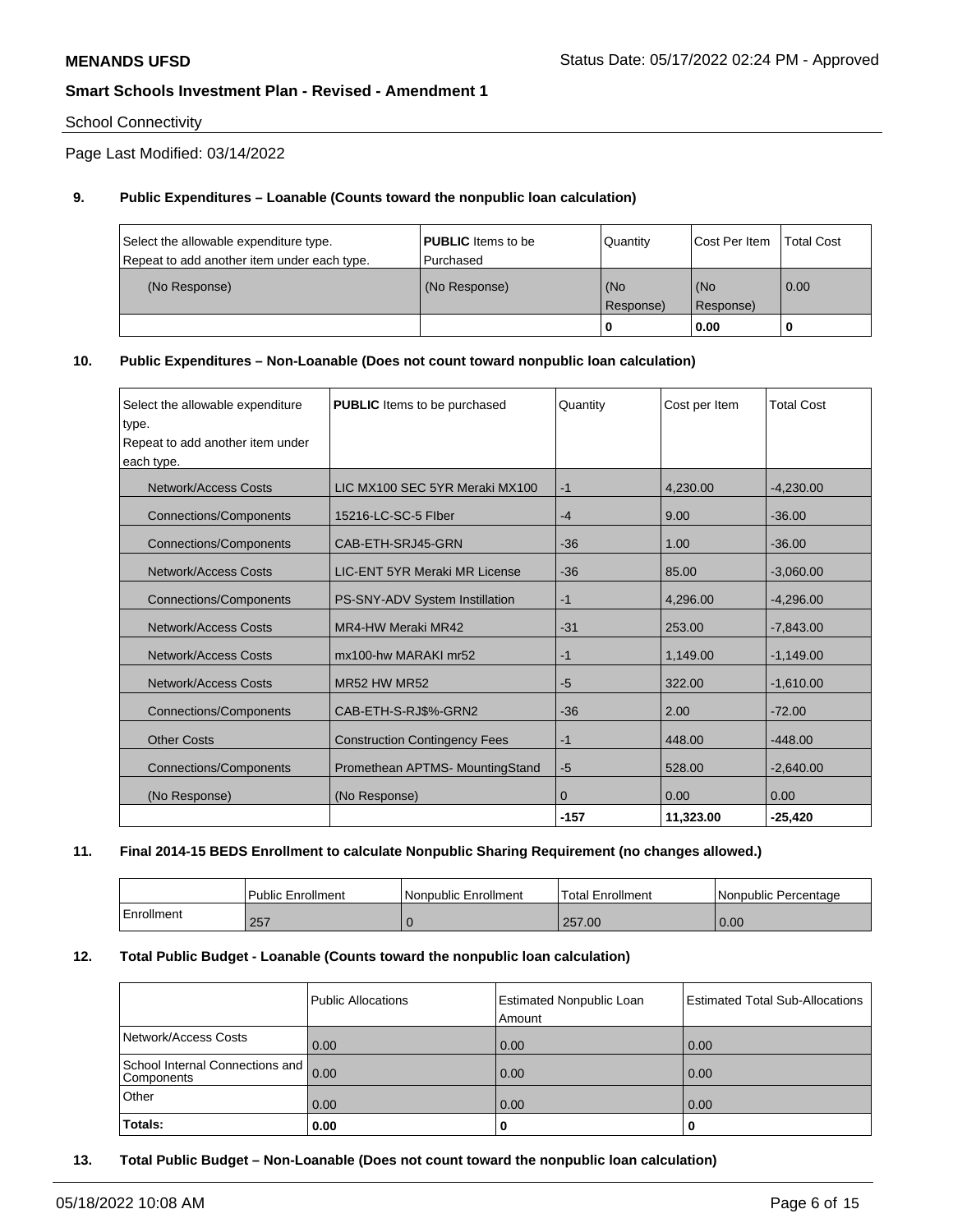School Connectivity

Page Last Modified: 03/14/2022

**9. Public Expenditures – Loanable (Counts toward the nonpublic loan calculation)**

| Select the allowable expenditure type. Repeat to add another item under each type. | **PUBLIC** Items to be Purchased | Quantity | Cost Per Item | Total Cost |
|---|---|---|---|---|
| (No Response) | (No Response) | (No Response) | (No Response) | 0.00 |
| | | 0 | 0.00 | 0 |

**10. Public Expenditures – Non-Loanable (Does not count toward nonpublic loan calculation)**

| Select the allowable expenditure type. Repeat to add another item under each type. | **PUBLIC** Items to be purchased | Quantity | Cost per Item | Total Cost |
|---|---|---|---|---|
| Network/Access Costs | LIC MX100 SEC 5YR Meraki MX100 | -1 | 4,230.00 | -4,230.00 |
| Connections/Components | 15216-LC-SC-5 FIber | -4 | 9.00 | -36.00 |
| Connections/Components | CAB-ETH-SRJ45-GRN | -36 | 1.00 | -36.00 |
| Network/Access Costs | LIC-ENT 5YR Meraki MR License | -36 | 85.00 | -3,060.00 |
| Connections/Components | PS-SNY-ADV System Instillation | -1 | 4,296.00 | -4,296.00 |
| Network/Access Costs | MR4-HW Meraki MR42 | -31 | 253.00 | -7,843.00 |
| Network/Access Costs | mx100-hw MARAKI mr52 | -1 | 1,149.00 | -1,149.00 |
| Network/Access Costs | MR52 HW MR52 | -5 | 322.00 | -1,610.00 |
| Connections/Components | CAB-ETH-S-RJ$%-GRN2 | -36 | 2.00 | -72.00 |
| Other Costs | Construction Contingency Fees | -1 | 448.00 | -448.00 |
| Connections/Components | Promethean APTMS- MountingStand | -5 | 528.00 | -2,640.00 |
| (No Response) | (No Response) | 0 | 0.00 | 0.00 |
| | | -157 | 11,323.00 | -25,420 |

**11. Final 2014-15 BEDS Enrollment to calculate Nonpublic Sharing Requirement (no changes allowed.)**

| | Public Enrollment | Nonpublic Enrollment | Total Enrollment | Nonpublic Percentage |
|---|---|---|---|---|
| Enrollment | 257 | 0 | 257.00 | 0.00 |

**12. Total Public Budget - Loanable (Counts toward the nonpublic loan calculation)**

| | Public Allocations | Estimated Nonpublic Loan Amount | Estimated Total Sub-Allocations |
|---|---|---|---|
| Network/Access Costs | 0.00 | 0.00 | 0.00 |
| School Internal Connections and Components | 0.00 | 0.00 | 0.00 |
| Other | 0.00 | 0.00 | 0.00 |
| **Totals:** | **0.00** | **0** | **0** |

**13. Total Public Budget – Non-Loanable (Does not count toward the nonpublic loan calculation)**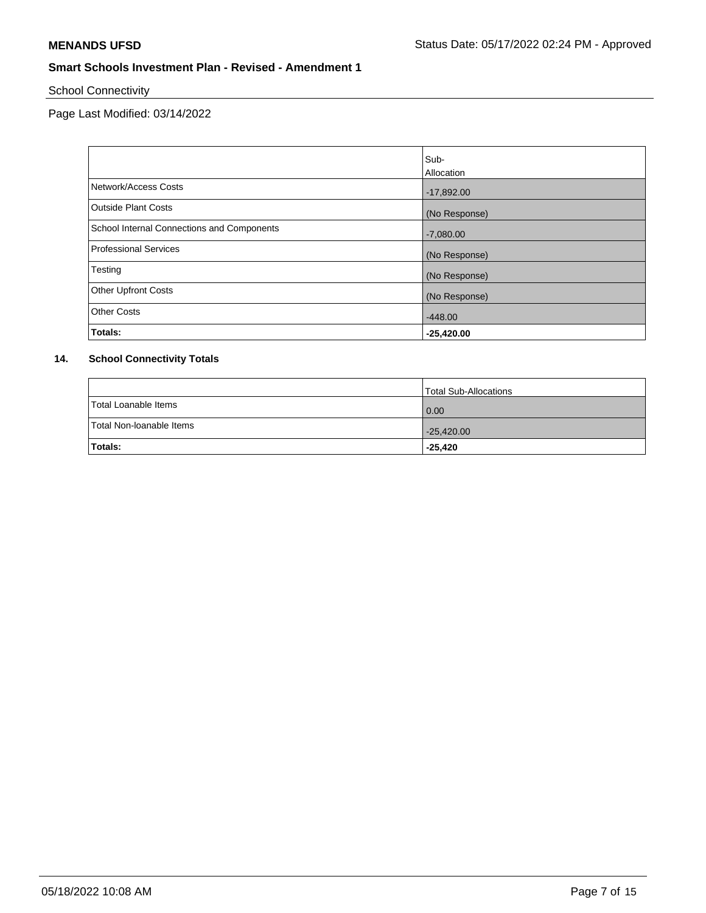School Connectivity

Page Last Modified: 03/14/2022

| | Sub-Allocation |
|---|---|
| Network/Access Costs | -17,892.00 |
| Outside Plant Costs | (No Response) |
| School Internal Connections and Components | -7,080.00 |
| Professional Services | (No Response) |
| Testing | (No Response) |
| Other Upfront Costs | (No Response) |
| Other Costs | -448.00 |
| **Totals:** | **-25,420.00** |

**14. School Connectivity Totals**

| | Total Sub-Allocations |
|---|---|
| Total Loanable Items | 0.00 |
| Total Non-loanable Items | -25,420.00 |
| **Totals:** | **-25,420** |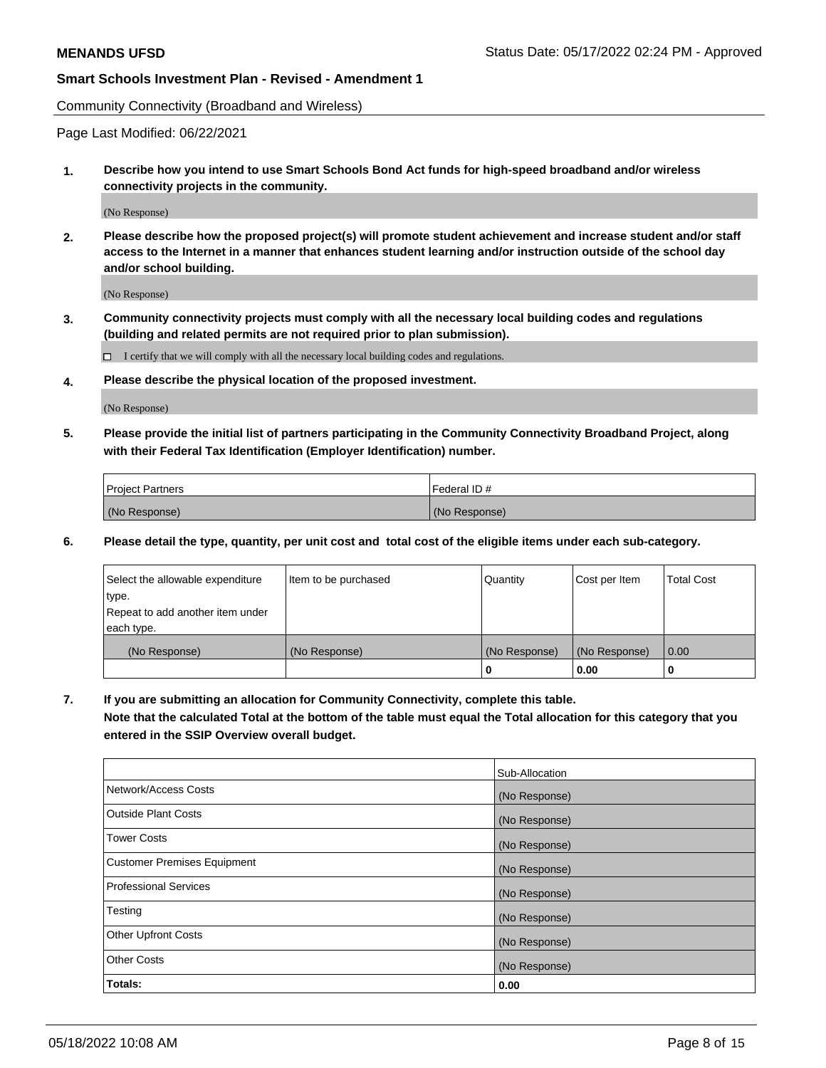Community Connectivity (Broadband and Wireless)

Page Last Modified: 06/22/2021

**1. Describe how you intend to use Smart Schools Bond Act funds for high-speed broadband and/or wireless connectivity projects in the community.**

(No Response)

**2. Please describe how the proposed project(s) will promote student achievement and increase student and/or staff access to the Internet in a manner that enhances student learning and/or instruction outside of the school day and/or school building.**

(No Response)

**3. Community connectivity projects must comply with all the necessary local building codes and regulations (building and related permits are not required prior to plan submission).**

☐ I certify that we will comply with all the necessary local building codes and regulations.

**4. Please describe the physical location of the proposed investment.**

(No Response)

**5. Please provide the initial list of partners participating in the Community Connectivity Broadband Project, along with their Federal Tax Identification (Employer Identification) number.**

| Project Partners | Federal ID # |
|---|---|
| (No Response) | (No Response) |

**6. Please detail the type, quantity, per unit cost and total cost of the eligible items under each sub-category.**

| Select the allowable expenditure type. Repeat to add another item under each type. | Item to be purchased | Quantity | Cost per Item | Total Cost |
|---|---|---|---|---|
| (No Response) | (No Response) | (No Response) | (No Response) | 0.00 |
| | | **0** | **0.00** | **0** |

**7. If you are submitting an allocation for Community Connectivity, complete this table.**
**Note that the calculated Total at the bottom of the table must equal the Total allocation for this category that you entered in the SSIP Overview overall budget.**

| | Sub-Allocation |
|---|---|
| Network/Access Costs | (No Response) |
| Outside Plant Costs | (No Response) |
| Tower Costs | (No Response) |
| Customer Premises Equipment | (No Response) |
| Professional Services | (No Response) |
| Testing | (No Response) |
| Other Upfront Costs | (No Response) |
| Other Costs | (No Response) |
| **Totals:** | **0.00** |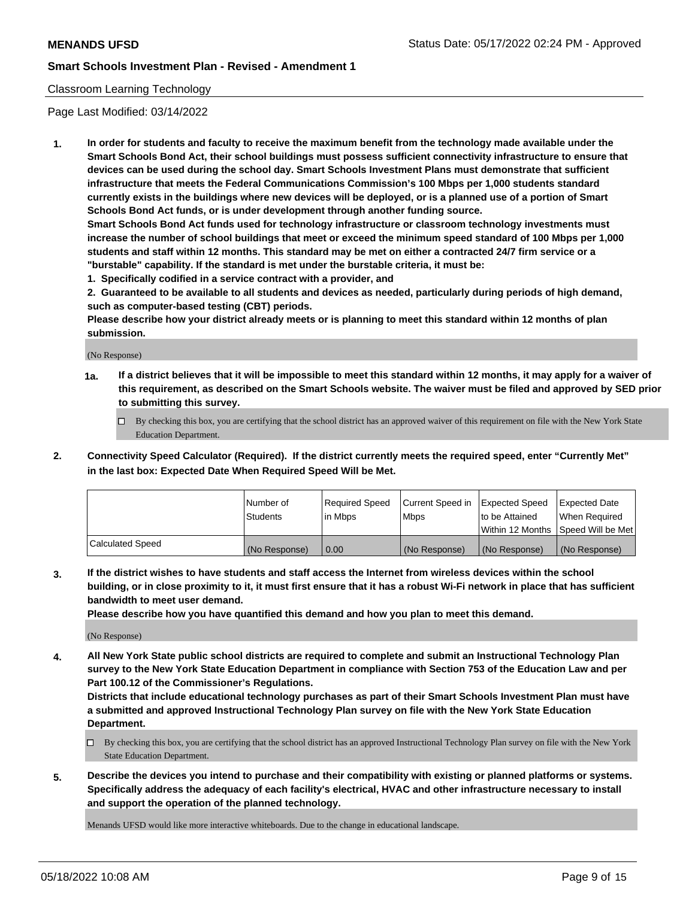Classroom Learning Technology

Page Last Modified: 03/14/2022

**1. In order for students and faculty to receive the maximum benefit from the technology made available under the Smart Schools Bond Act, their school buildings must possess sufficient connectivity infrastructure to ensure that devices can be used during the school day. Smart Schools Investment Plans must demonstrate that sufficient infrastructure that meets the Federal Communications Commission's 100 Mbps per 1,000 students standard currently exists in the buildings where new devices will be deployed, or is a planned use of a portion of Smart Schools Bond Act funds, or is under development through another funding source.**

**Smart Schools Bond Act funds used for technology infrastructure or classroom technology investments must increase the number of school buildings that meet or exceed the minimum speed standard of 100 Mbps per 1,000 students and staff within 12 months. This standard may be met on either a contracted 24/7 firm service or a "burstable" capability. If the standard is met under the burstable criteria, it must be:**

**1. Specifically codified in a service contract with a provider, and**

**2. Guaranteed to be available to all students and devices as needed, particularly during periods of high demand, such as computer-based testing (CBT) periods.**

**Please describe how your district already meets or is planning to meet this standard within 12 months of plan submission.**

(No Response)

**1a. If a district believes that it will be impossible to meet this standard within 12 months, it may apply for a waiver of this requirement, as described on the Smart Schools website. The waiver must be filed and approved by SED prior to submitting this survey.**

☐ By checking this box, you are certifying that the school district has an approved waiver of this requirement on file with the New York State Education Department.

**2. Connectivity Speed Calculator (Required). If the district currently meets the required speed, enter "Currently Met" in the last box: Expected Date When Required Speed Will be Met.**

| | Number of Students | Required Speed in Mbps | Current Speed in Mbps | Expected Speed to be Attained Within 12 Months | Expected Date When Required Speed Will be Met |
|---|---|---|---|---|---|
| Calculated Speed | (No Response) | 0.00 | (No Response) | (No Response) | (No Response) |

**3. If the district wishes to have students and staff access the Internet from wireless devices within the school building, or in close proximity to it, it must first ensure that it has a robust Wi-Fi network in place that has sufficient bandwidth to meet user demand.**

**Please describe how you have quantified this demand and how you plan to meet this demand.**

(No Response)

**4. All New York State public school districts are required to complete and submit an Instructional Technology Plan survey to the New York State Education Department in compliance with Section 753 of the Education Law and per Part 100.12 of the Commissioner's Regulations.**

**Districts that include educational technology purchases as part of their Smart Schools Investment Plan must have a submitted and approved Instructional Technology Plan survey on file with the New York State Education Department.**

☐ By checking this box, you are certifying that the school district has an approved Instructional Technology Plan survey on file with the New York State Education Department.

**5. Describe the devices you intend to purchase and their compatibility with existing or planned platforms or systems. Specifically address the adequacy of each facility's electrical, HVAC and other infrastructure necessary to install and support the operation of the planned technology.**

Menands UFSD would like more interactive whiteboards. Due to the change in educational landscape.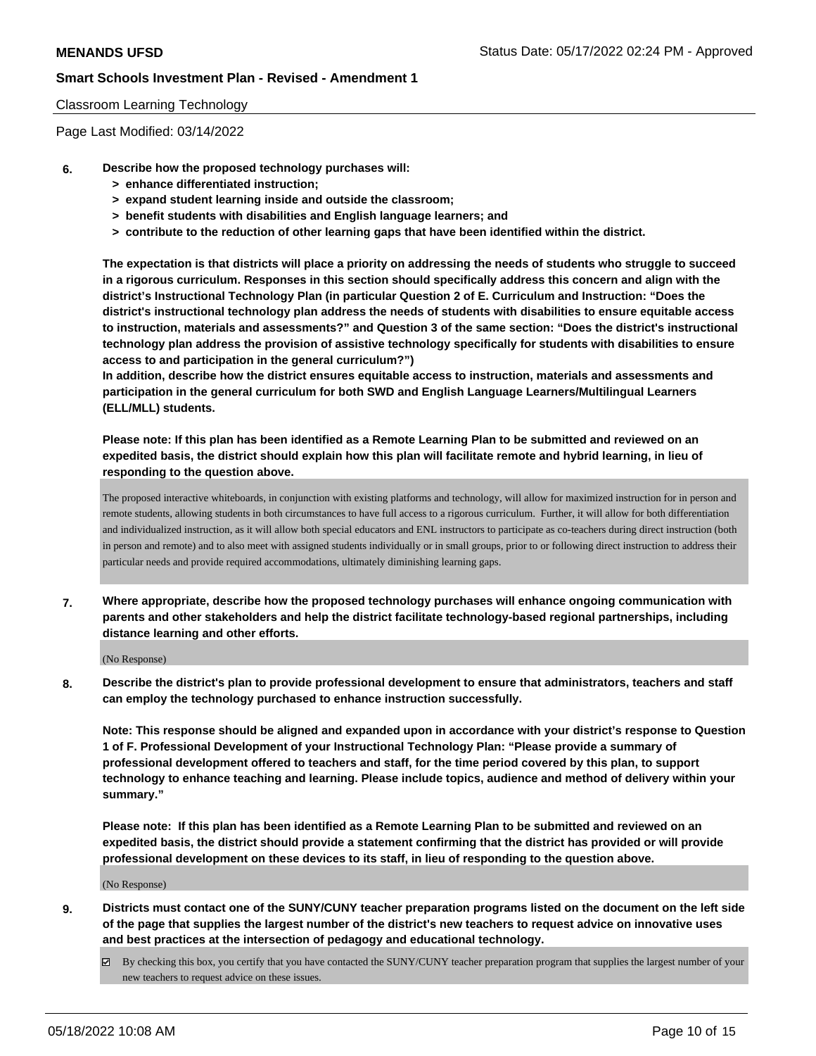Classroom Learning Technology

Page Last Modified: 03/14/2022

6. **Describe how the proposed technology purchases will:**
   - **> enhance differentiated instruction;**
   - **> expand student learning inside and outside the classroom;**
   - **> benefit students with disabilities and English language learners; and**
   - **> contribute to the reduction of other learning gaps that have been identified within the district.**

   **The expectation is that districts will place a priority on addressing the needs of students who struggle to succeed in a rigorous curriculum. Responses in this section should specifically address this concern and align with the district's Instructional Technology Plan (in particular Question 2 of E. Curriculum and Instruction: "Does the district's instructional technology plan address the needs of students with disabilities to ensure equitable access to instruction, materials and assessments?" and Question 3 of the same section: "Does the district's instructional technology plan address the provision of assistive technology specifically for students with disabilities to ensure access to and participation in the general curriculum?")**

   **In addition, describe how the district ensures equitable access to instruction, materials and assessments and participation in the general curriculum for both SWD and English Language Learners/Multilingual Learners (ELL/MLL) students.**

   **Please note: If this plan has been identified as a Remote Learning Plan to be submitted and reviewed on an expedited basis, the district should explain how this plan will facilitate remote and hybrid learning, in lieu of responding to the question above.**

   The proposed interactive whiteboards, in conjunction with existing platforms and technology, will allow for maximized instruction for in person and remote students, allowing students in both circumstances to have full access to a rigorous curriculum. Further, it will allow for both differentiation and individualized instruction, as it will allow both special educators and ENL instructors to participate as co-teachers during direct instruction (both in person and remote) and to also meet with assigned students individually or in small groups, prior to or following direct instruction to address their particular needs and provide required accommodations, ultimately diminishing learning gaps.

7. **Where appropriate, describe how the proposed technology purchases will enhance ongoing communication with parents and other stakeholders and help the district facilitate technology-based regional partnerships, including distance learning and other efforts.**

   (No Response)

8. **Describe the district's plan to provide professional development to ensure that administrators, teachers and staff can employ the technology purchased to enhance instruction successfully.**

   **Note: This response should be aligned and expanded upon in accordance with your district's response to Question 1 of F. Professional Development of your Instructional Technology Plan: "Please provide a summary of professional development offered to teachers and staff, for the time period covered by this plan, to support technology to enhance teaching and learning. Please include topics, audience and method of delivery within your summary."**

   **Please note: If this plan has been identified as a Remote Learning Plan to be submitted and reviewed on an expedited basis, the district should provide a statement confirming that the district has provided or will provide professional development on these devices to its staff, in lieu of responding to the question above.**

   (No Response)

9. **Districts must contact one of the SUNY/CUNY teacher preparation programs listed on the document on the left side of the page that supplies the largest number of the district's new teachers to request advice on innovative uses and best practices at the intersection of pedagogy and educational technology.**

   ☑ By checking this box, you certify that you have contacted the SUNY/CUNY teacher preparation program that supplies the largest number of your new teachers to request advice on these issues.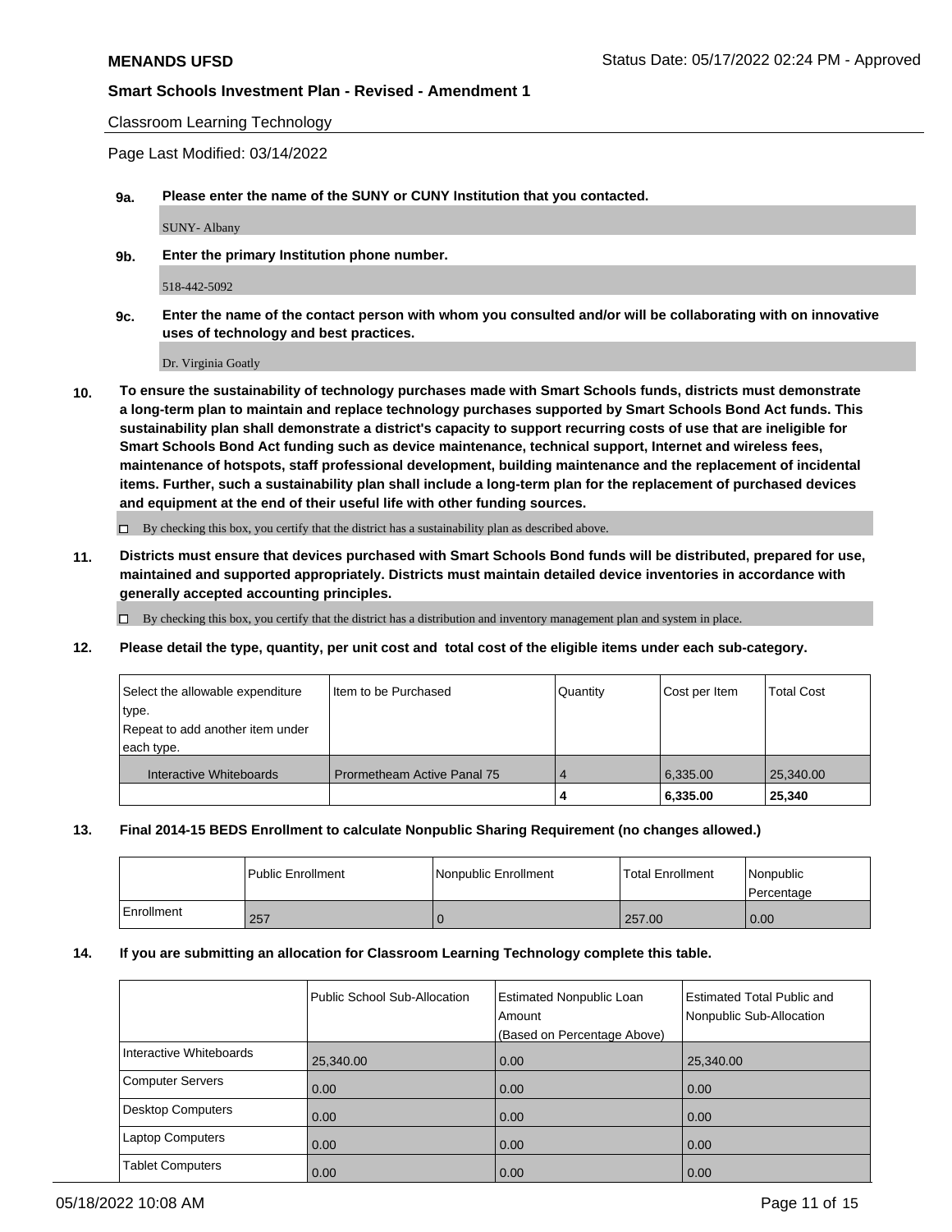Classroom Learning Technology

Page Last Modified: 03/14/2022

**9a.** **Please enter the name of the SUNY or CUNY Institution that you contacted.**

SUNY- Albany

**9b.** **Enter the primary Institution phone number.**

518-442-5092

**9c.** **Enter the name of the contact person with whom you consulted and/or will be collaborating with on innovative uses of technology and best practices.**

Dr. Virginia Goatly

**10.** **To ensure the sustainability of technology purchases made with Smart Schools funds, districts must demonstrate a long-term plan to maintain and replace technology purchases supported by Smart Schools Bond Act funds. This sustainability plan shall demonstrate a district's capacity to support recurring costs of use that are ineligible for Smart Schools Bond Act funding such as device maintenance, technical support, Internet and wireless fees, maintenance of hotspots, staff professional development, building maintenance and the replacement of incidental items. Further, such a sustainability plan shall include a long-term plan for the replacement of purchased devices and equipment at the end of their useful life with other funding sources.**

☐ By checking this box, you certify that the district has a sustainability plan as described above.

**11.** **Districts must ensure that devices purchased with Smart Schools Bond funds will be distributed, prepared for use, maintained and supported appropriately. Districts must maintain detailed device inventories in accordance with generally accepted accounting principles.**

☐ By checking this box, you certify that the district has a distribution and inventory management plan and system in place.

**12.** **Please detail the type, quantity, per unit cost and total cost of the eligible items under each sub-category.**

| Select the allowable expenditure type. Repeat to add another item under each type. | Item to be Purchased | Quantity | Cost per Item | Total Cost |
|---|---|---|---|---|
| Interactive Whiteboards | Prormetheam Active Panal 75 | 4 | 6,335.00 | 25,340.00 |
| | | **4** | **6,335.00** | **25,340** |

**13.** **Final 2014-15 BEDS Enrollment to calculate Nonpublic Sharing Requirement (no changes allowed.)**

| | Public Enrollment | Nonpublic Enrollment | Total Enrollment | Nonpublic Percentage |
|---|---|---|---|---|
| Enrollment | 257 | 0 | 257.00 | 0.00 |

**14.** **If you are submitting an allocation for Classroom Learning Technology complete this table.**

| | Public School Sub-Allocation | Estimated Nonpublic Loan Amount (Based on Percentage Above) | Estimated Total Public and Nonpublic Sub-Allocation |
|---|---|---|---|
| Interactive Whiteboards | 25,340.00 | 0.00 | 25,340.00 |
| Computer Servers | 0.00 | 0.00 | 0.00 |
| Desktop Computers | 0.00 | 0.00 | 0.00 |
| Laptop Computers | 0.00 | 0.00 | 0.00 |
| Tablet Computers | 0.00 | 0.00 | 0.00 |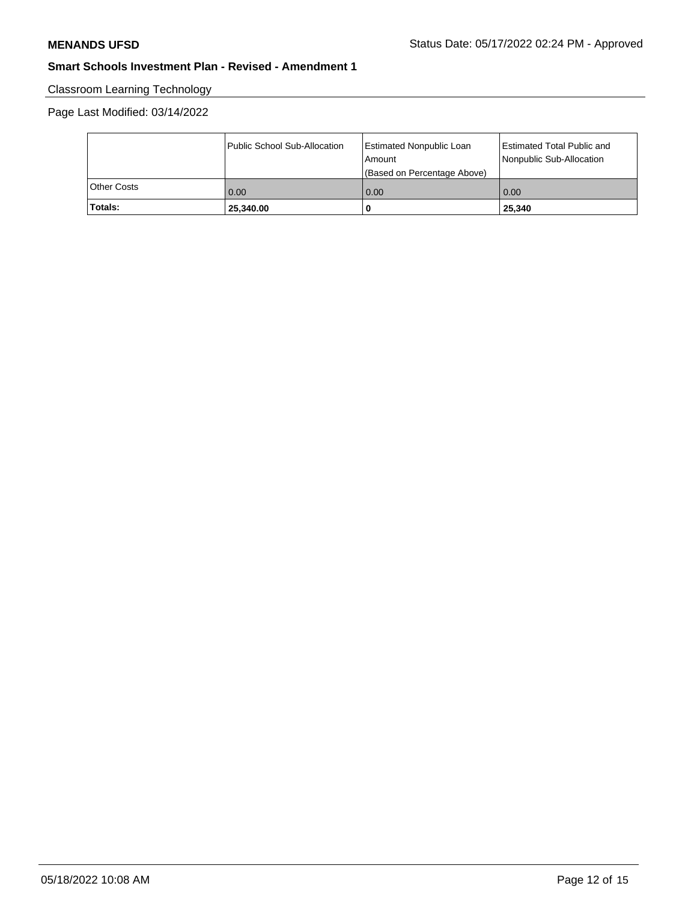**MENANDS UFSD** Status Date: 05/17/2022 02:24 PM - Approved

**Smart Schools Investment Plan - Revised - Amendment 1**

Classroom Learning Technology

Page Last Modified: 03/14/2022

| | Public School Sub-Allocation | Estimated Nonpublic Loan Amount (Based on Percentage Above) | Estimated Total Public and Nonpublic Sub-Allocation |
|---|---|---|---|
| Other Costs | 0.00 | 0.00 | 0.00 |
| **Totals:** | **25,340.00** | **0** | **25,340** |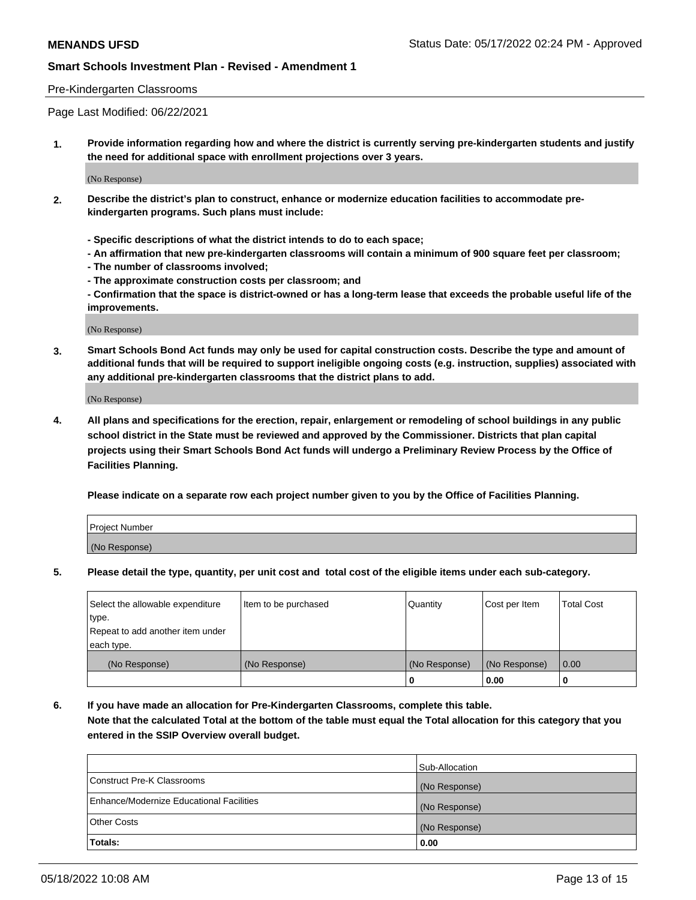Pre-Kindergarten Classrooms

Page Last Modified: 06/22/2021

**1. Provide information regarding how and where the district is currently serving pre-kindergarten students and justify the need for additional space with enrollment projections over 3 years.**

(No Response)

**2. Describe the district's plan to construct, enhance or modernize education facilities to accommodate pre-kindergarten programs. Such plans must include:**

**- Specific descriptions of what the district intends to do to each space;**
**- An affirmation that new pre-kindergarten classrooms will contain a minimum of 900 square feet per classroom;**
**- The number of classrooms involved;**
**- The approximate construction costs per classroom; and**
**- Confirmation that the space is district-owned or has a long-term lease that exceeds the probable useful life of the improvements.**

(No Response)

**3. Smart Schools Bond Act funds may only be used for capital construction costs. Describe the type and amount of additional funds that will be required to support ineligible ongoing costs (e.g. instruction, supplies) associated with any additional pre-kindergarten classrooms that the district plans to add.**

(No Response)

**4. All plans and specifications for the erection, repair, enlargement or remodeling of school buildings in any public school district in the State must be reviewed and approved by the Commissioner. Districts that plan capital projects using their Smart Schools Bond Act funds will undergo a Preliminary Review Process by the Office of Facilities Planning.**

**Please indicate on a separate row each project number given to you by the Office of Facilities Planning.**

| Project Number |
|---|
| (No Response) |

**5. Please detail the type, quantity, per unit cost and total cost of the eligible items under each sub-category.**

| Select the allowable expenditure type. Repeat to add another item under each type. | Item to be purchased | Quantity | Cost per Item | Total Cost |
|---|---|---|---|---|
| (No Response) | (No Response) | (No Response) | (No Response) | 0.00 |
| | | 0 | 0.00 | 0 |

**6. If you have made an allocation for Pre-Kindergarten Classrooms, complete this table. Note that the calculated Total at the bottom of the table must equal the Total allocation for this category that you entered in the SSIP Overview overall budget.**

| | Sub-Allocation |
|---|---|
| Construct Pre-K Classrooms | (No Response) |
| Enhance/Modernize Educational Facilities | (No Response) |
| Other Costs | (No Response) |
| **Totals:** | **0.00** |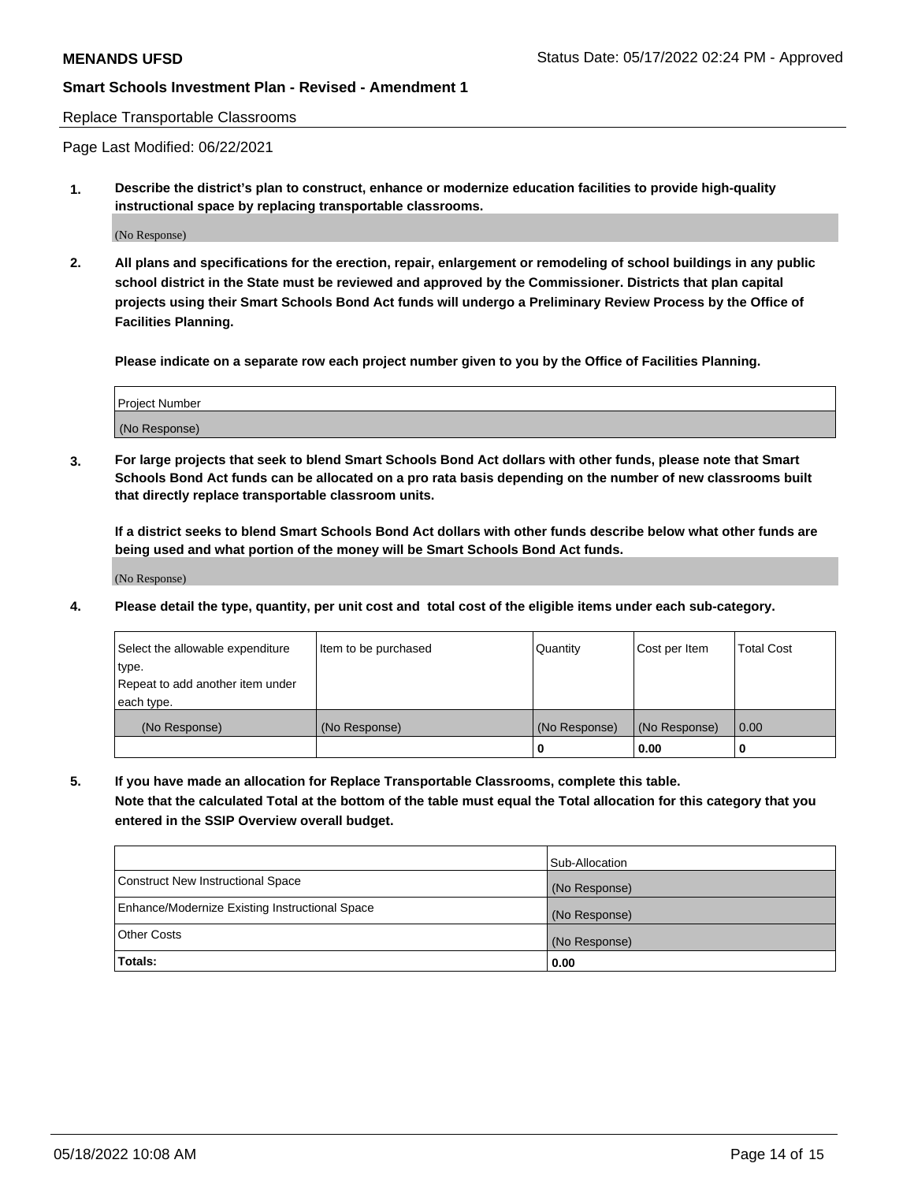Replace Transportable Classrooms

Page Last Modified: 06/22/2021

**1. Describe the district's plan to construct, enhance or modernize education facilities to provide high-quality instructional space by replacing transportable classrooms.**

(No Response)

**2. All plans and specifications for the erection, repair, enlargement or remodeling of school buildings in any public school district in the State must be reviewed and approved by the Commissioner. Districts that plan capital projects using their Smart Schools Bond Act funds will undergo a Preliminary Review Process by the Office of Facilities Planning.**

**Please indicate on a separate row each project number given to you by the Office of Facilities Planning.**

| Project Number |
|---|
| (No Response) |

**3. For large projects that seek to blend Smart Schools Bond Act dollars with other funds, please note that Smart Schools Bond Act funds can be allocated on a pro rata basis depending on the number of new classrooms built that directly replace transportable classroom units.**

**If a district seeks to blend Smart Schools Bond Act dollars with other funds describe below what other funds are being used and what portion of the money will be Smart Schools Bond Act funds.**

(No Response)

**4. Please detail the type, quantity, per unit cost and total cost of the eligible items under each sub-category.**

| Select the allowable expenditure type. Repeat to add another item under each type. | Item to be purchased | Quantity | Cost per Item | Total Cost |
|---|---|---|---|---|
| (No Response) | (No Response) | (No Response) | (No Response) | 0.00 |
| | | 0 | 0.00 | 0 |

**5. If you have made an allocation for Replace Transportable Classrooms, complete this table. Note that the calculated Total at the bottom of the table must equal the Total allocation for this category that you entered in the SSIP Overview overall budget.**

| | Sub-Allocation |
|---|---|
| Construct New Instructional Space | (No Response) |
| Enhance/Modernize Existing Instructional Space | (No Response) |
| Other Costs | (No Response) |
| **Totals:** | **0.00** |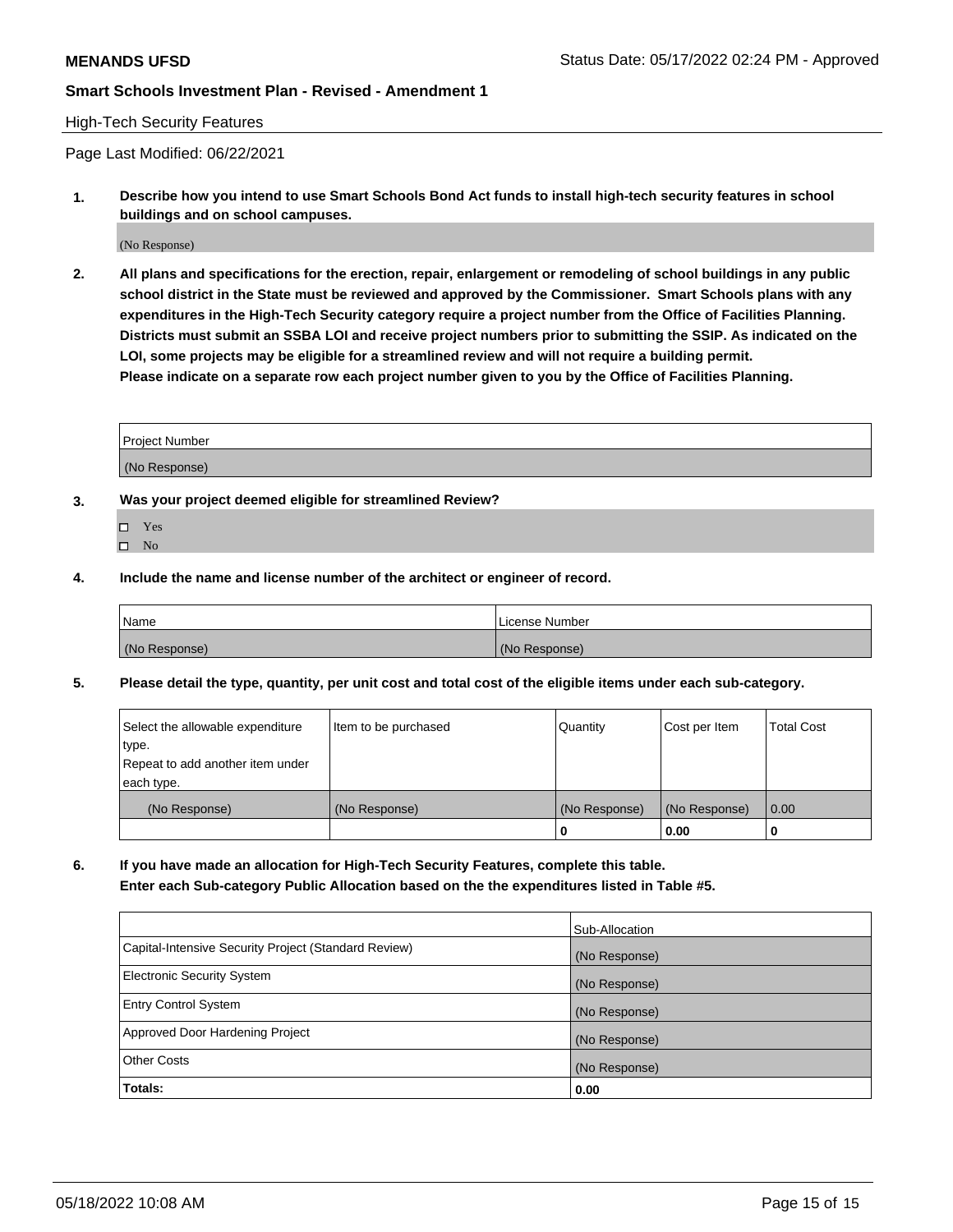High-Tech Security Features

Page Last Modified: 06/22/2021

**1. Describe how you intend to use Smart Schools Bond Act funds to install high-tech security features in school buildings and on school campuses.**

(No Response)

**2. All plans and specifications for the erection, repair, enlargement or remodeling of school buildings in any public school district in the State must be reviewed and approved by the Commissioner. Smart Schools plans with any expenditures in the High-Tech Security category require a project number from the Office of Facilities Planning. Districts must submit an SSBA LOI and receive project numbers prior to submitting the SSIP. As indicated on the LOI, some projects may be eligible for a streamlined review and will not require a building permit.**
**Please indicate on a separate row each project number given to you by the Office of Facilities Planning.**

| Project Number |
|---|
| (No Response) |

**3. Was your project deemed eligible for streamlined Review?**

- ☐ Yes
- ☐ No

**4. Include the name and license number of the architect or engineer of record.**

| Name | License Number |
|---|---|
| (No Response) | (No Response) |

**5. Please detail the type, quantity, per unit cost and total cost of the eligible items under each sub-category.**

| Select the allowable expenditure type. Repeat to add another item under each type. | Item to be purchased | Quantity | Cost per Item | Total Cost |
|---|---|---|---|---|
| (No Response) | (No Response) | (No Response) | (No Response) | 0.00 |
| | | **0** | **0.00** | **0** |

**6. If you have made an allocation for High-Tech Security Features, complete this table.**
**Enter each Sub-category Public Allocation based on the the expenditures listed in Table #5.**

| | Sub-Allocation |
|---|---|
| Capital-Intensive Security Project (Standard Review) | (No Response) |
| Electronic Security System | (No Response) |
| Entry Control System | (No Response) |
| Approved Door Hardening Project | (No Response) |
| Other Costs | (No Response) |
| **Totals:** | **0.00** |